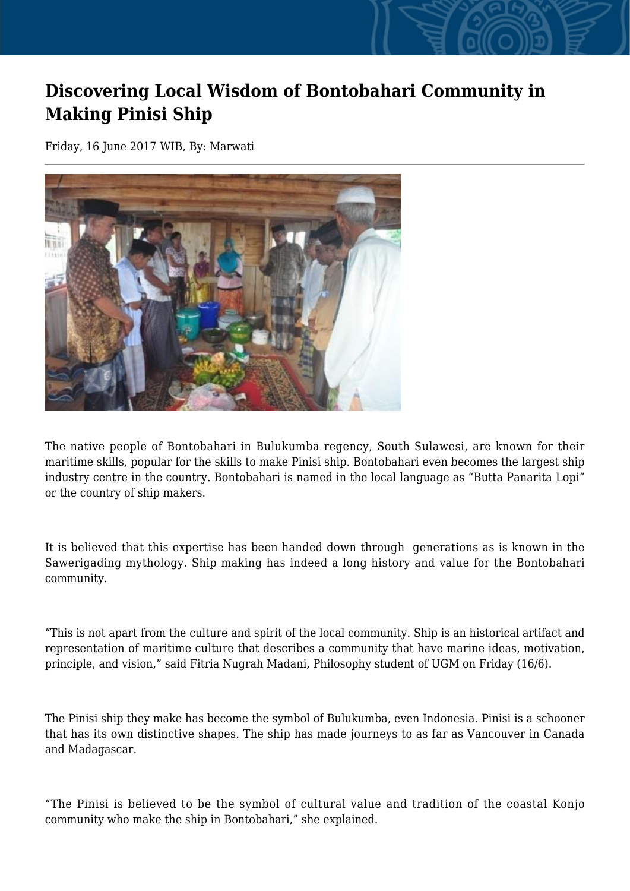# Discovering Local Wisdom of Bontobahari Community in Making Pinisi Ship

Friday, 16 June 2017 WIB, By: Marwati

The native people of Bontobahari in Bulukumba regency, South Sulawesi, are known for their maritime skills, popular for the skills to make Pinisi ship. Bontobahari even becomes the largest ship industry centre in the country. Bontobahari is named in the local language as "Butta Panarita Lopi" or the country of ship makers.

It is believed that this expertise has been handed down through generations as is known in the Sawerigading mythology. Ship making has indeed a long history and value for the Bontobahari community.

"This is not apart from the culture and spirit of the local community. Ship is an historical artifact and representation of maritime culture that describes a community that have marine ideas, motivation, principle, and vision," said Fitria Nugrah Madani, Philosophy student of UGM on Friday (16/6).

The Pinisi ship they make has become the symbol of Bulukumba, even Indonesia. Pinisi is a schooner that has its own distinctive shapes. The ship has made journeys to as far as Vancouver in Canada and Madagascar.

"The Pinisi is believed to be the symbol of cultural value and tradition of the coastal Konjo community who make the ship in Bontobahari," she explained.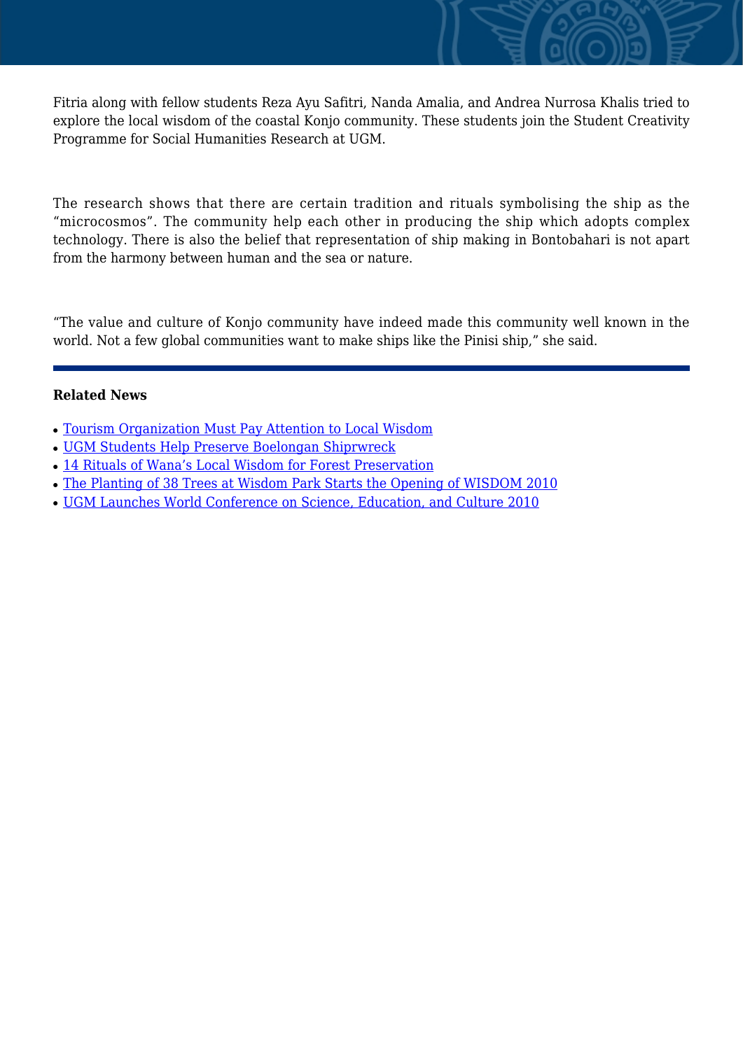Fitria along with fellow students Reza Ayu Safitri, Nanda Amalia, and Andrea Nurrosa Khalis tried to explore the local wisdom of the coastal Konjo community. These students join the Student Creativity Programme for Social Humanities Research at UGM.

The research shows that there are certain tradition and rituals symbolising the ship as the "microcosmos". The community help each other in producing the ship which adopts complex technology. There is also the belief that representation of ship making in Bontobahari is not apart from the harmony between human and the sea or nature.

"The value and culture of Konjo community have indeed made this community well known in the world. Not a few global communities want to make ships like the Pinisi ship," she said.

---

**Related News**

- Tourism Organization Must Pay Attention to Local Wisdom
- UGM Students Help Preserve Boelongan Shiprwreck
- 14 Rituals of Wana's Local Wisdom for Forest Preservation
- The Planting of 38 Trees at Wisdom Park Starts the Opening of WISDOM 2010
- UGM Launches World Conference on Science, Education, and Culture 2010